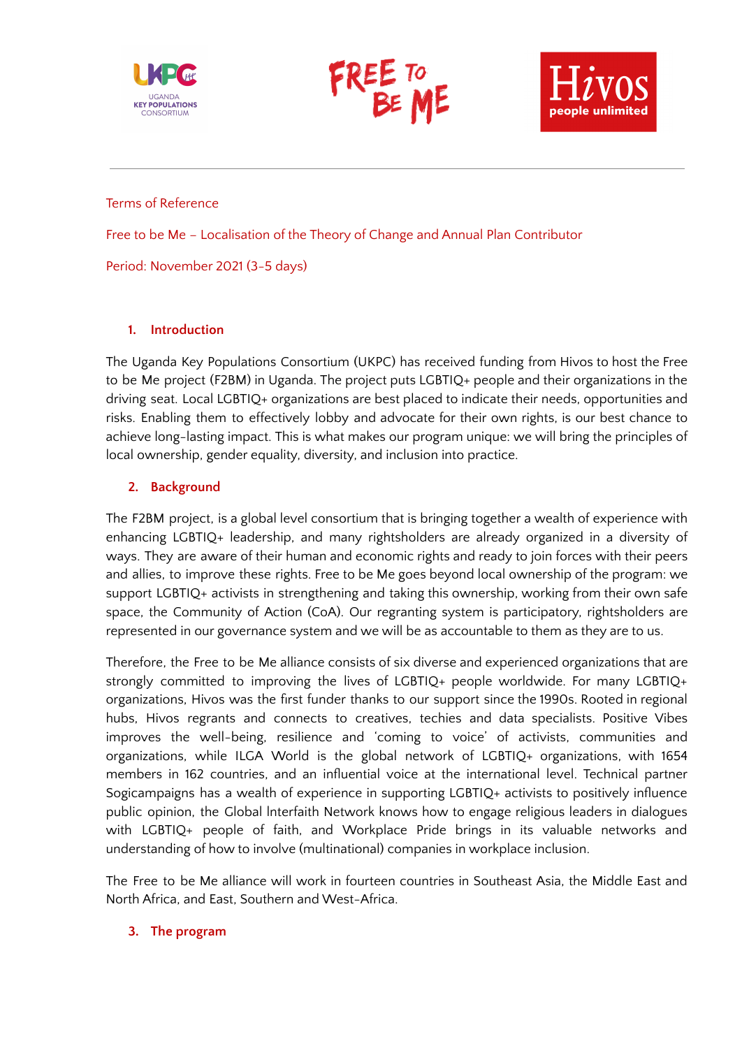Terms of Reference

Free to be Me – Localisation of the Theory of Change and Annual Plan Contributor

Period: November 2021 (3-5 days)

## 1. Introduction

The Uganda Key Populations Consortium (UKPC) has received funding from Hivos to host the Free to be Me project (F2BM) in Uganda. The project puts LGBTIQ+ people and their organizations in the driving seat. Local LGBTIQ+ organizations are best placed to indicate their needs, opportunities and risks. Enabling them to effectively lobby and advocate for their own rights, is our best chance to achieve long-lasting impact. This is what makes our program unique: we will bring the principles of local ownership, gender equality, diversity, and inclusion into practice.

## 2. Background

The F2BM project, is a global level consortium that is bringing together a wealth of experience with enhancing LGBTIQ+ leadership, and many rightsholders are already organized in a diversity of ways. They are aware of their human and economic rights and ready to join forces with their peers and allies, to improve these rights. Free to be Me goes beyond local ownership of the program: we support LGBTIQ+ activists in strengthening and taking this ownership, working from their own safe space, the Community of Action (CoA). Our regranting system is participatory, rightsholders are represented in our governance system and we will be as accountable to them as they are to us.

Therefore, the Free to be Me alliance consists of six diverse and experienced organizations that are strongly committed to improving the lives of LGBTIQ+ people worldwide. For many LGBTIQ+ organizations, Hivos was the first funder thanks to our support since the 1990s. Rooted in regional hubs, Hivos regrants and connects to creatives, techies and data specialists. Positive Vibes improves the well-being, resilience and 'coming to voice' of activists, communities and organizations, while ILGA World is the global network of LGBTIQ+ organizations, with 1654 members in 162 countries, and an influential voice at the international level. Technical partner Sogicampaigns has a wealth of experience in supporting LGBTIQ+ activists to positively influence public opinion, the Global Interfaith Network knows how to engage religious leaders in dialogues with LGBTIQ+ people of faith, and Workplace Pride brings in its valuable networks and understanding of how to involve (multinational) companies in workplace inclusion.

The Free to be Me alliance will work in fourteen countries in Southeast Asia, the Middle East and North Africa, and East, Southern and West-Africa.

## 3. The program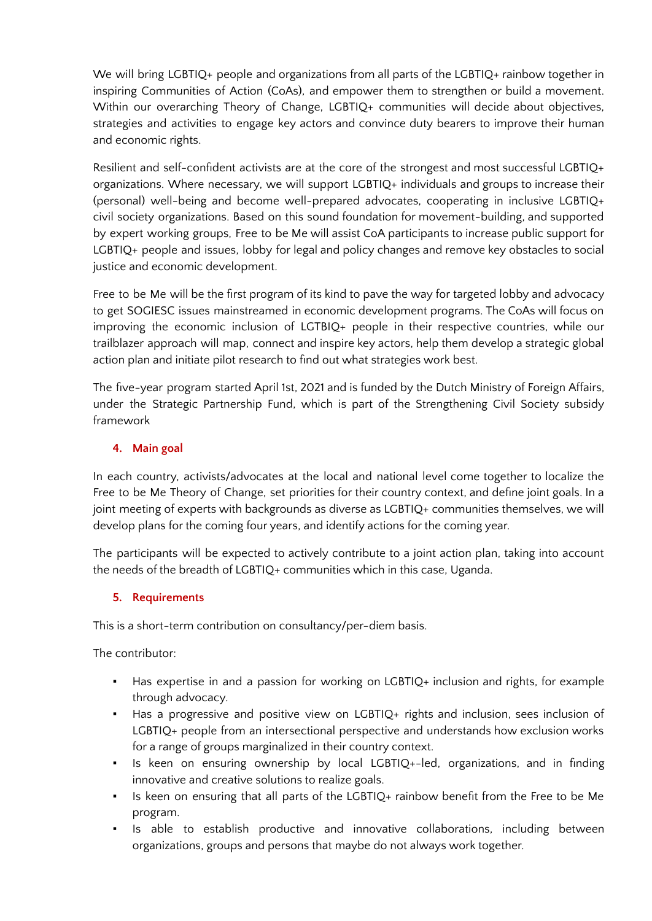We will bring LGBTIQ+ people and organizations from all parts of the LGBTIQ+ rainbow together in inspiring Communities of Action (CoAs), and empower them to strengthen or build a movement. Within our overarching Theory of Change, LGBTIQ+ communities will decide about objectives, strategies and activities to engage key actors and convince duty bearers to improve their human and economic rights.

Resilient and self-confident activists are at the core of the strongest and most successful LGBTIQ+ organizations. Where necessary, we will support LGBTIQ+ individuals and groups to increase their (personal) well-being and become well-prepared advocates, cooperating in inclusive LGBTIQ+ civil society organizations. Based on this sound foundation for movement-building, and supported by expert working groups, Free to be Me will assist CoA participants to increase public support for LGBTIQ+ people and issues, lobby for legal and policy changes and remove key obstacles to social justice and economic development.

Free to be Me will be the first program of its kind to pave the way for targeted lobby and advocacy to get SOGIESC issues mainstreamed in economic development programs. The CoAs will focus on improving the economic inclusion of LGTBIQ+ people in their respective countries, while our trailblazer approach will map, connect and inspire key actors, help them develop a strategic global action plan and initiate pilot research to find out what strategies work best.

The five-year program started April 1st, 2021 and is funded by the Dutch Ministry of Foreign Affairs, under the Strategic Partnership Fund, which is part of the Strengthening Civil Society subsidy framework

## 4. Main goal

In each country, activists/advocates at the local and national level come together to localize the Free to be Me Theory of Change, set priorities for their country context, and define joint goals. In a joint meeting of experts with backgrounds as diverse as LGBTIQ+ communities themselves, we will develop plans for the coming four years, and identify actions for the coming year.

The participants will be expected to actively contribute to a joint action plan, taking into account the needs of the breadth of LGBTIQ+ communities which in this case, Uganda.

## 5. Requirements

This is a short-term contribution on consultancy/per-diem basis.

The contributor:

- Has expertise in and a passion for working on LGBTIQ+ inclusion and rights, for example through advocacy.
- Has a progressive and positive view on LGBTIQ+ rights and inclusion, sees inclusion of LGBTIQ+ people from an intersectional perspective and understands how exclusion works for a range of groups marginalized in their country context.
- Is keen on ensuring ownership by local LGBTIQ+-led, organizations, and in finding innovative and creative solutions to realize goals.
- Is keen on ensuring that all parts of the LGBTIQ+ rainbow benefit from the Free to be Me program.
- Is able to establish productive and innovative collaborations, including between organizations, groups and persons that maybe do not always work together.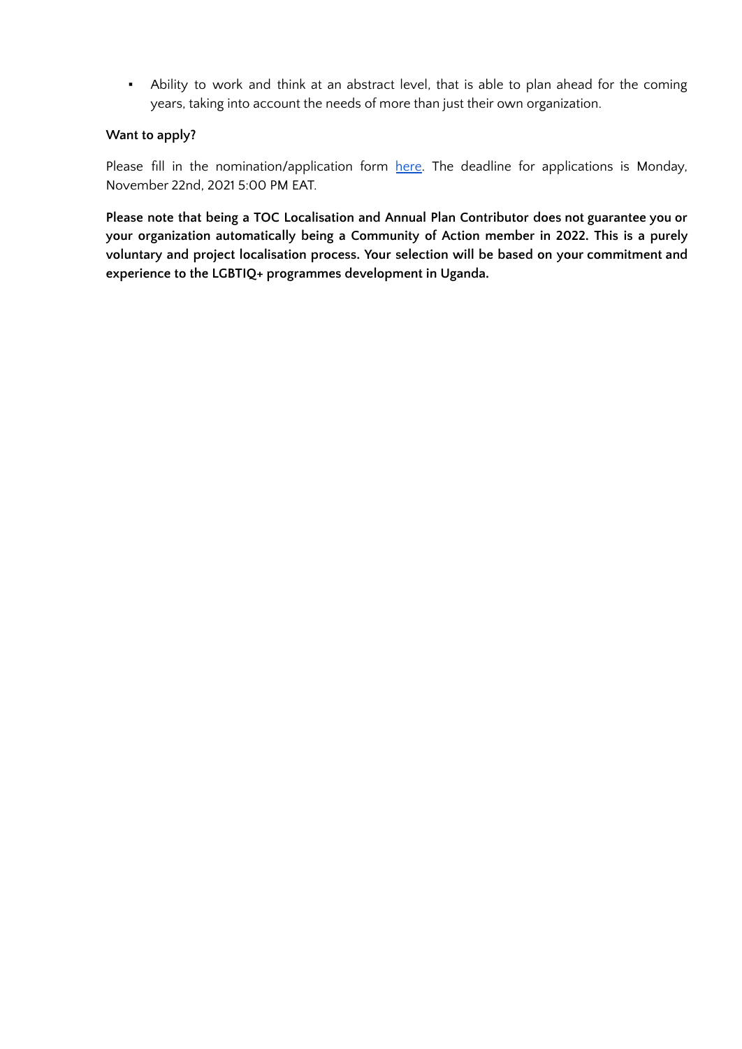- Ability to work and think at an abstract level, that is able to plan ahead for the coming years, taking into account the needs of more than just their own organization.

**Want to apply?**

Please fill in the nomination/application form here. The deadline for applications is Monday, November 22nd, 2021 5:00 PM EAT.

**Please note that being a TOC Localisation and Annual Plan Contributor does not guarantee you or your organization automatically being a Community of Action member in 2022. This is a purely voluntary and project localisation process. Your selection will be based on your commitment and experience to the LGBTIQ+ programmes development in Uganda.**